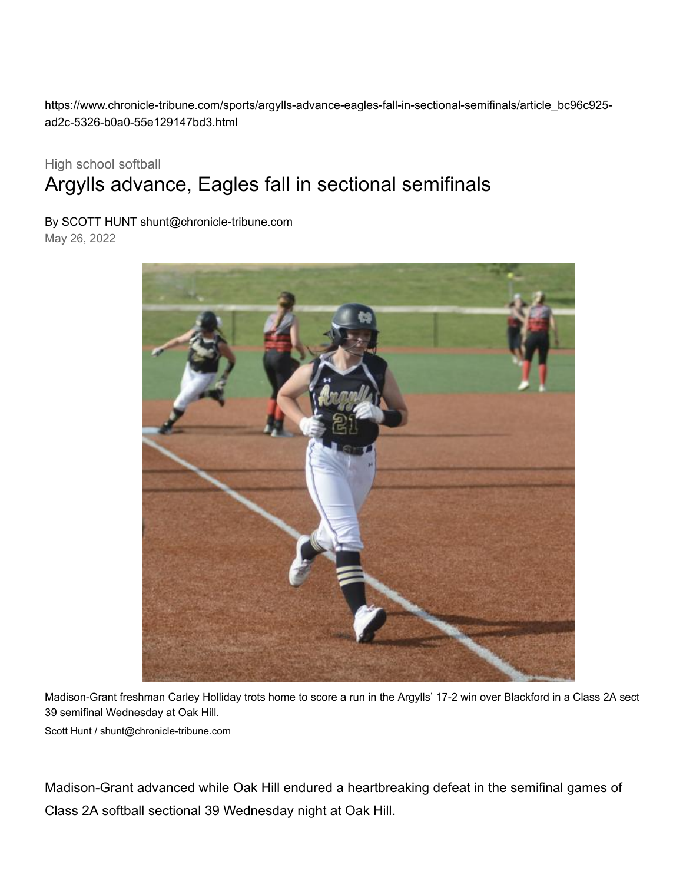https://www.chronicle-tribune.com/sports/argylls-advance-eagles-fall-in-sectional-semifinals/article_bc96c925-ad2c-5326-b0a0-55e129147bd3.html

High school softball

# Argylls advance, Eagles fall in sectional semifinals

By SCOTT HUNT shunt@chronicle-tribune.com

May 26, 2022

Madison-Grant freshman Carley Holliday trots home to score a run in the Argylls' 17-2 win over Blackford in a Class 2A sect 39 semifinal Wednesday at Oak Hill.

Scott Hunt / shunt@chronicle-tribune.com

Madison-Grant advanced while Oak Hill endured a heartbreaking defeat in the semifinal games of Class 2A softball sectional 39 Wednesday night at Oak Hill.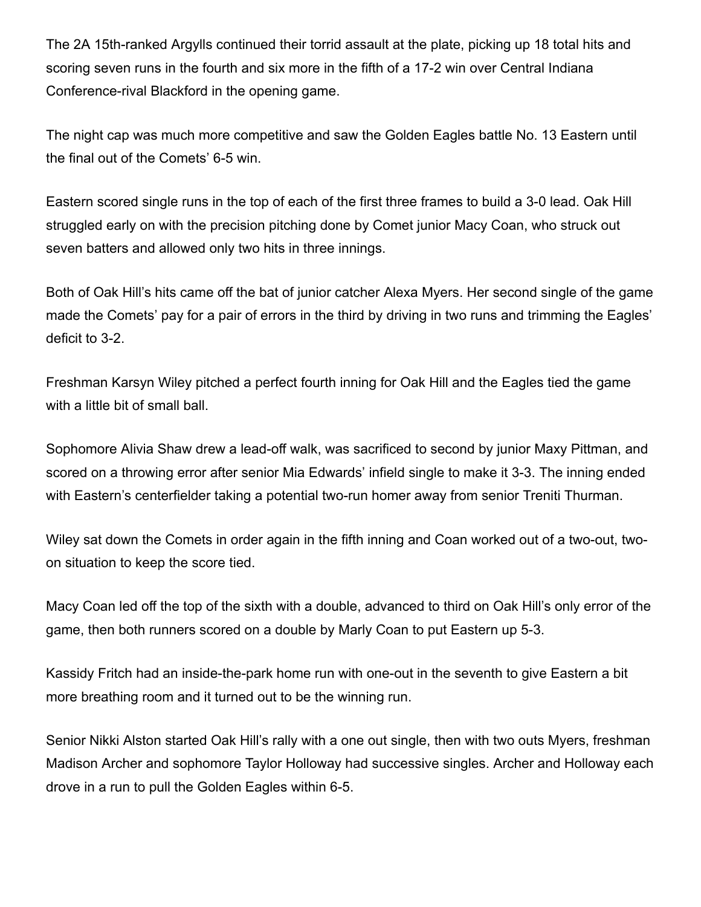The 2A 15th-ranked Argylls continued their torrid assault at the plate, picking up 18 total hits and scoring seven runs in the fourth and six more in the fifth of a 17-2 win over Central Indiana Conference-rival Blackford in the opening game.

The night cap was much more competitive and saw the Golden Eagles battle No. 13 Eastern until the final out of the Comets' 6-5 win.

Eastern scored single runs in the top of each of the first three frames to build a 3-0 lead. Oak Hill struggled early on with the precision pitching done by Comet junior Macy Coan, who struck out seven batters and allowed only two hits in three innings.

Both of Oak Hill's hits came off the bat of junior catcher Alexa Myers. Her second single of the game made the Comets' pay for a pair of errors in the third by driving in two runs and trimming the Eagles' deficit to 3-2.

Freshman Karsyn Wiley pitched a perfect fourth inning for Oak Hill and the Eagles tied the game with a little bit of small ball.

Sophomore Alivia Shaw drew a lead-off walk, was sacrificed to second by junior Maxy Pittman, and scored on a throwing error after senior Mia Edwards' infield single to make it 3-3. The inning ended with Eastern's centerfielder taking a potential two-run homer away from senior Treniti Thurman.

Wiley sat down the Comets in order again in the fifth inning and Coan worked out of a two-out, two-on situation to keep the score tied.

Macy Coan led off the top of the sixth with a double, advanced to third on Oak Hill's only error of the game, then both runners scored on a double by Marly Coan to put Eastern up 5-3.

Kassidy Fritch had an inside-the-park home run with one-out in the seventh to give Eastern a bit more breathing room and it turned out to be the winning run.

Senior Nikki Alston started Oak Hill's rally with a one out single, then with two outs Myers, freshman Madison Archer and sophomore Taylor Holloway had successive singles. Archer and Holloway each drove in a run to pull the Golden Eagles within 6-5.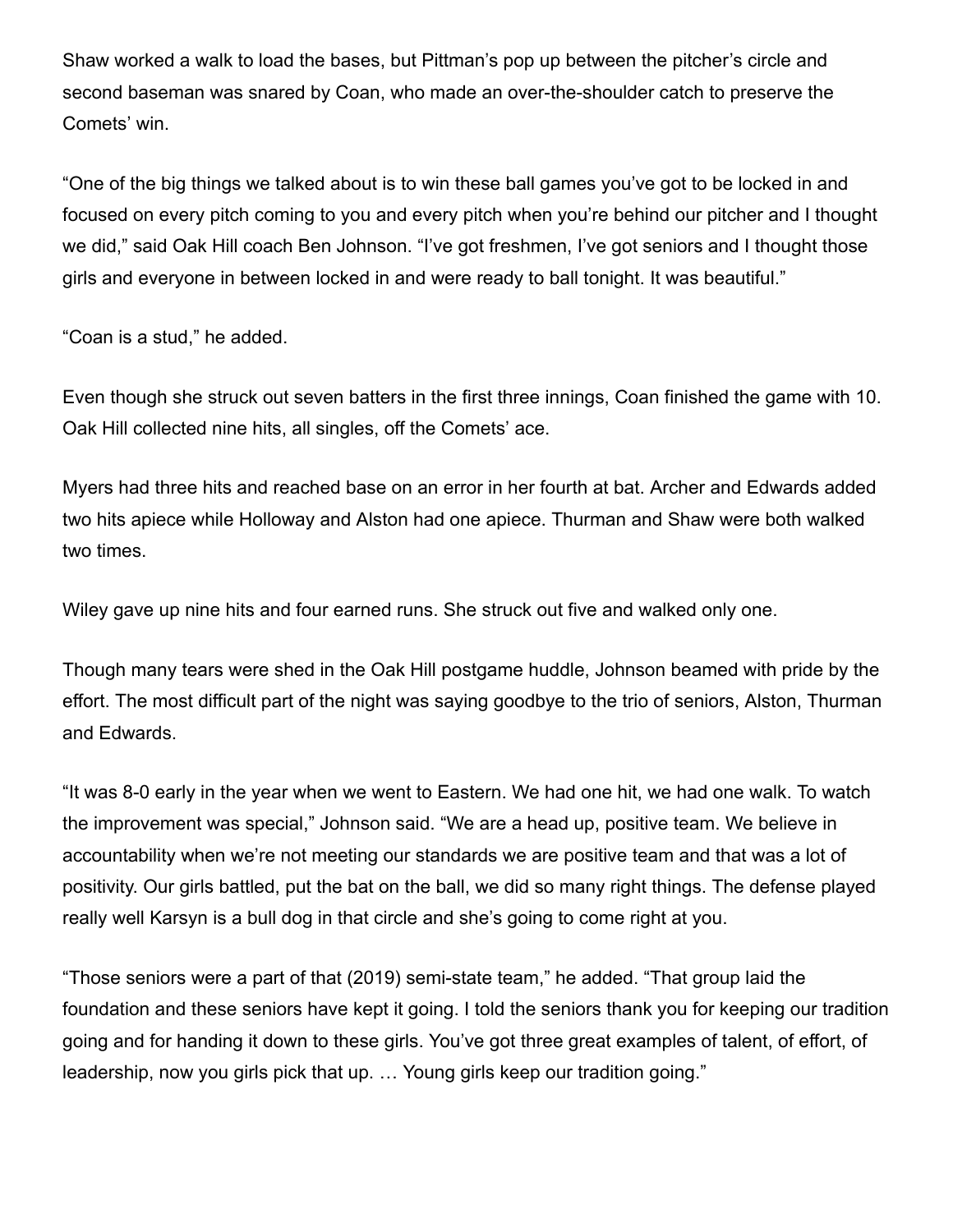Shaw worked a walk to load the bases, but Pittman's pop up between the pitcher's circle and second baseman was snared by Coan, who made an over-the-shoulder catch to preserve the Comets' win.

"One of the big things we talked about is to win these ball games you've got to be locked in and focused on every pitch coming to you and every pitch when you're behind our pitcher and I thought we did," said Oak Hill coach Ben Johnson. "I've got freshmen, I've got seniors and I thought those girls and everyone in between locked in and were ready to ball tonight. It was beautiful."

"Coan is a stud," he added.

Even though she struck out seven batters in the first three innings, Coan finished the game with 10. Oak Hill collected nine hits, all singles, off the Comets' ace.

Myers had three hits and reached base on an error in her fourth at bat. Archer and Edwards added two hits apiece while Holloway and Alston had one apiece. Thurman and Shaw were both walked two times.

Wiley gave up nine hits and four earned runs. She struck out five and walked only one.

Though many tears were shed in the Oak Hill postgame huddle, Johnson beamed with pride by the effort. The most difficult part of the night was saying goodbye to the trio of seniors, Alston, Thurman and Edwards.

"It was 8-0 early in the year when we went to Eastern. We had one hit, we had one walk. To watch the improvement was special," Johnson said. "We are a head up, positive team. We believe in accountability when we're not meeting our standards we are positive team and that was a lot of positivity. Our girls battled, put the bat on the ball, we did so many right things. The defense played really well Karsyn is a bull dog in that circle and she's going to come right at you.

"Those seniors were a part of that (2019) semi-state team," he added. "That group laid the foundation and these seniors have kept it going. I told the seniors thank you for keeping our tradition going and for handing it down to these girls. You've got three great examples of talent, of effort, of leadership, now you girls pick that up. … Young girls keep our tradition going."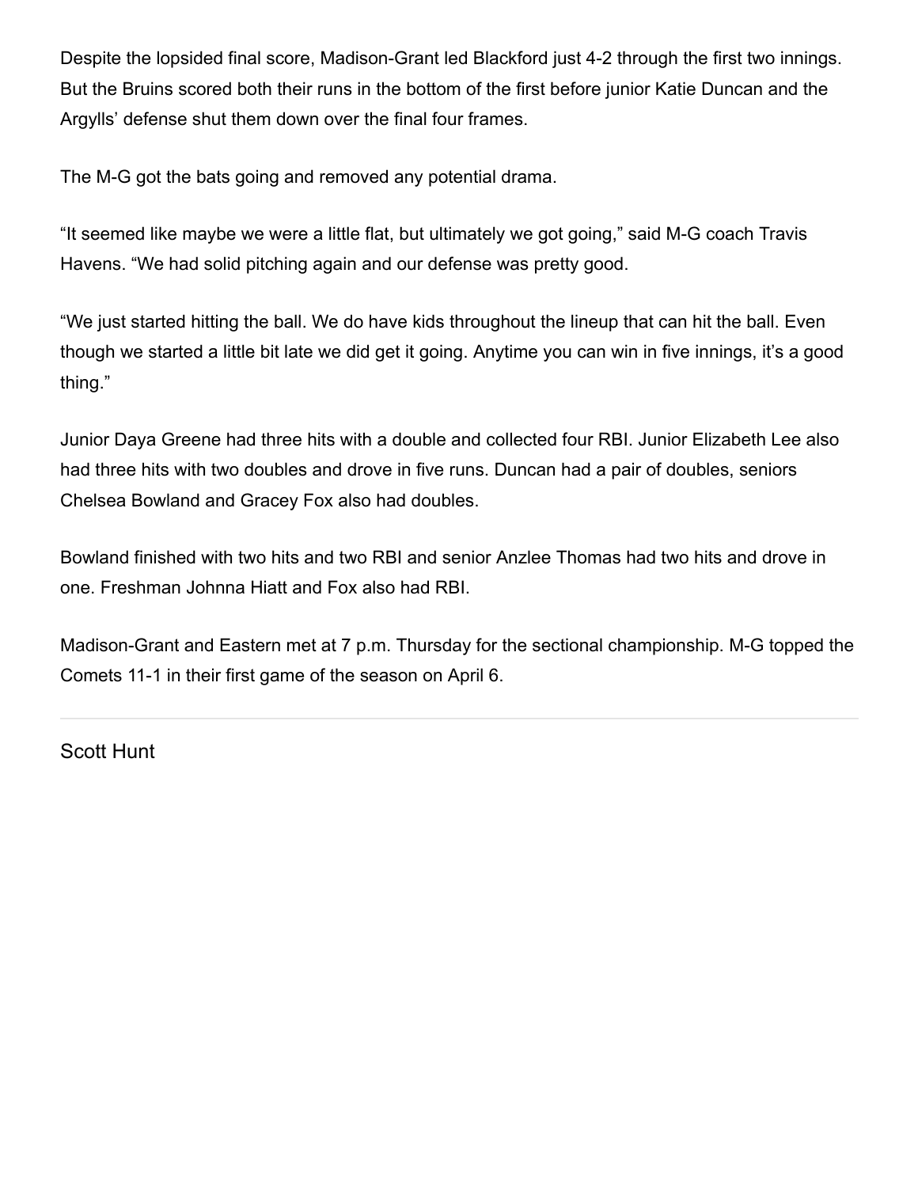Despite the lopsided final score, Madison-Grant led Blackford just 4-2 through the first two innings. But the Bruins scored both their runs in the bottom of the first before junior Katie Duncan and the Argylls' defense shut them down over the final four frames.

The M-G got the bats going and removed any potential drama.

"It seemed like maybe we were a little flat, but ultimately we got going," said M-G coach Travis Havens. "We had solid pitching again and our defense was pretty good.

"We just started hitting the ball. We do have kids throughout the lineup that can hit the ball. Even though we started a little bit late we did get it going. Anytime you can win in five innings, it's a good thing."

Junior Daya Greene had three hits with a double and collected four RBI. Junior Elizabeth Lee also had three hits with two doubles and drove in five runs. Duncan had a pair of doubles, seniors Chelsea Bowland and Gracey Fox also had doubles.

Bowland finished with two hits and two RBI and senior Anzlee Thomas had two hits and drove in one. Freshman Johnna Hiatt and Fox also had RBI.

Madison-Grant and Eastern met at 7 p.m. Thursday for the sectional championship. M-G topped the Comets 11-1 in their first game of the season on April 6.

---

Scott Hunt